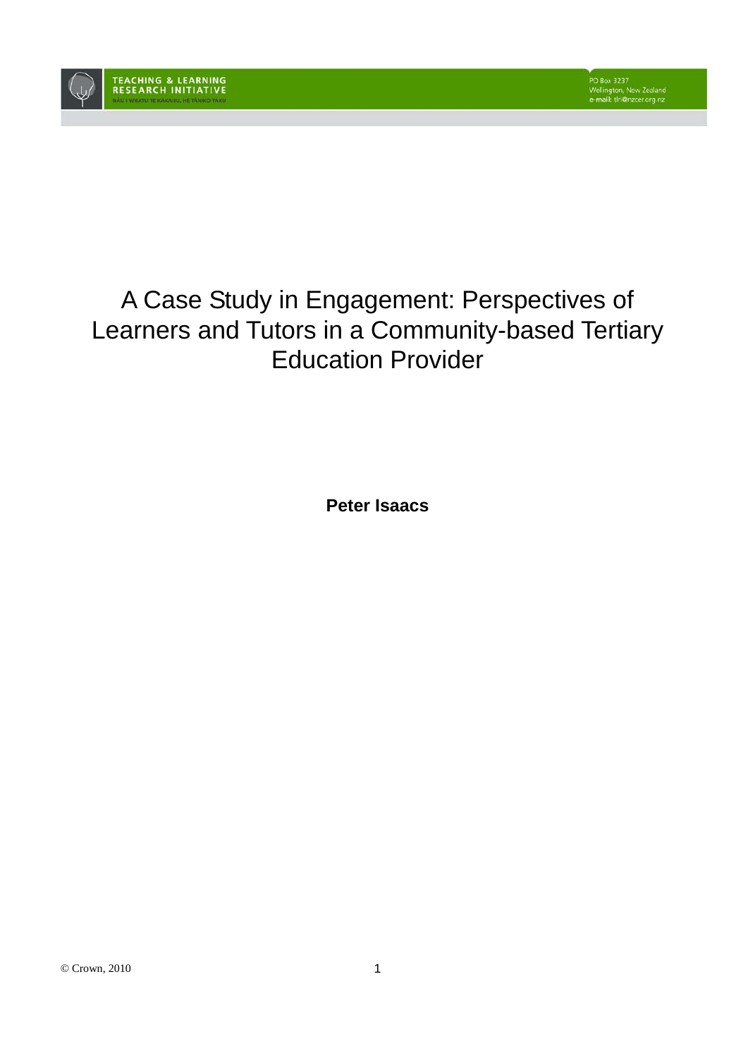TEACHING & LEARNING RESEARCH INITIATIVE

NĀU I WHATU TE KĀKAHU, HE TĀNIKO TAKU

PO Box 3237
Wellington, New Zealand
e-mail: tlri@nzcer.org.nz

# A Case Study in Engagement: Perspectives of Learners and Tutors in a Community-based Tertiary Education Provider

**Peter Isaacs**

© Crown, 2010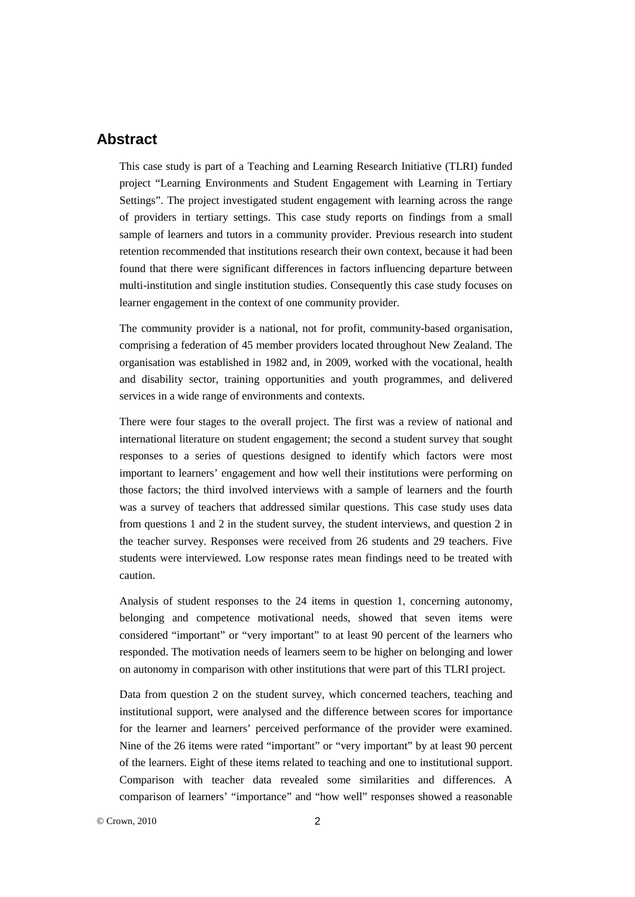## Abstract

This case study is part of a Teaching and Learning Research Initiative (TLRI) funded project "Learning Environments and Student Engagement with Learning in Tertiary Settings". The project investigated student engagement with learning across the range of providers in tertiary settings. This case study reports on findings from a small sample of learners and tutors in a community provider. Previous research into student retention recommended that institutions research their own context, because it had been found that there were significant differences in factors influencing departure between multi-institution and single institution studies. Consequently this case study focuses on learner engagement in the context of one community provider.

The community provider is a national, not for profit, community-based organisation, comprising a federation of 45 member providers located throughout New Zealand. The organisation was established in 1982 and, in 2009, worked with the vocational, health and disability sector, training opportunities and youth programmes, and delivered services in a wide range of environments and contexts.

There were four stages to the overall project. The first was a review of national and international literature on student engagement; the second a student survey that sought responses to a series of questions designed to identify which factors were most important to learners' engagement and how well their institutions were performing on those factors; the third involved interviews with a sample of learners and the fourth was a survey of teachers that addressed similar questions. This case study uses data from questions 1 and 2 in the student survey, the student interviews, and question 2 in the teacher survey. Responses were received from 26 students and 29 teachers. Five students were interviewed. Low response rates mean findings need to be treated with caution.

Analysis of student responses to the 24 items in question 1, concerning autonomy, belonging and competence motivational needs, showed that seven items were considered "important" or "very important" to at least 90 percent of the learners who responded. The motivation needs of learners seem to be higher on belonging and lower on autonomy in comparison with other institutions that were part of this TLRI project.

Data from question 2 on the student survey, which concerned teachers, teaching and institutional support, were analysed and the difference between scores for importance for the learner and learners' perceived performance of the provider were examined. Nine of the 26 items were rated "important" or "very important" by at least 90 percent of the learners. Eight of these items related to teaching and one to institutional support. Comparison with teacher data revealed some similarities and differences. A comparison of learners' "importance" and "how well" responses showed a reasonable

© Crown, 2010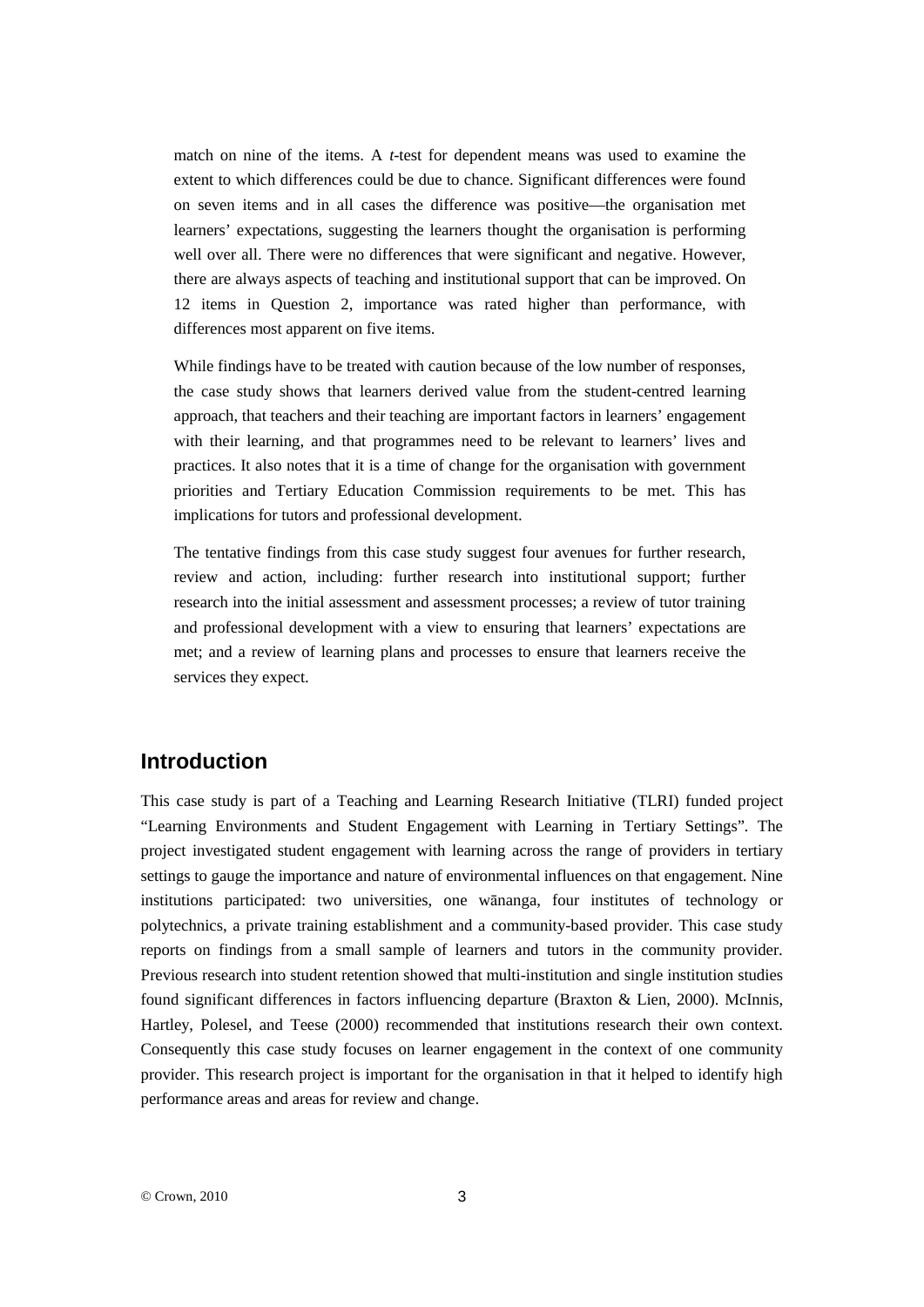match on nine of the items. A *t*-test for dependent means was used to examine the extent to which differences could be due to chance. Significant differences were found on seven items and in all cases the difference was positive—the organisation met learners' expectations, suggesting the learners thought the organisation is performing well over all. There were no differences that were significant and negative. However, there are always aspects of teaching and institutional support that can be improved. On 12 items in Question 2, importance was rated higher than performance, with differences most apparent on five items.

While findings have to be treated with caution because of the low number of responses, the case study shows that learners derived value from the student-centred learning approach, that teachers and their teaching are important factors in learners' engagement with their learning, and that programmes need to be relevant to learners' lives and practices. It also notes that it is a time of change for the organisation with government priorities and Tertiary Education Commission requirements to be met. This has implications for tutors and professional development.

The tentative findings from this case study suggest four avenues for further research, review and action, including: further research into institutional support; further research into the initial assessment and assessment processes; a review of tutor training and professional development with a view to ensuring that learners' expectations are met; and a review of learning plans and processes to ensure that learners receive the services they expect.

## Introduction

This case study is part of a Teaching and Learning Research Initiative (TLRI) funded project "Learning Environments and Student Engagement with Learning in Tertiary Settings". The project investigated student engagement with learning across the range of providers in tertiary settings to gauge the importance and nature of environmental influences on that engagement. Nine institutions participated: two universities, one wānanga, four institutes of technology or polytechnics, a private training establishment and a community-based provider. This case study reports on findings from a small sample of learners and tutors in the community provider. Previous research into student retention showed that multi-institution and single institution studies found significant differences in factors influencing departure (Braxton & Lien, 2000). McInnis, Hartley, Polesel, and Teese (2000) recommended that institutions research their own context. Consequently this case study focuses on learner engagement in the context of one community provider. This research project is important for the organisation in that it helped to identify high performance areas and areas for review and change.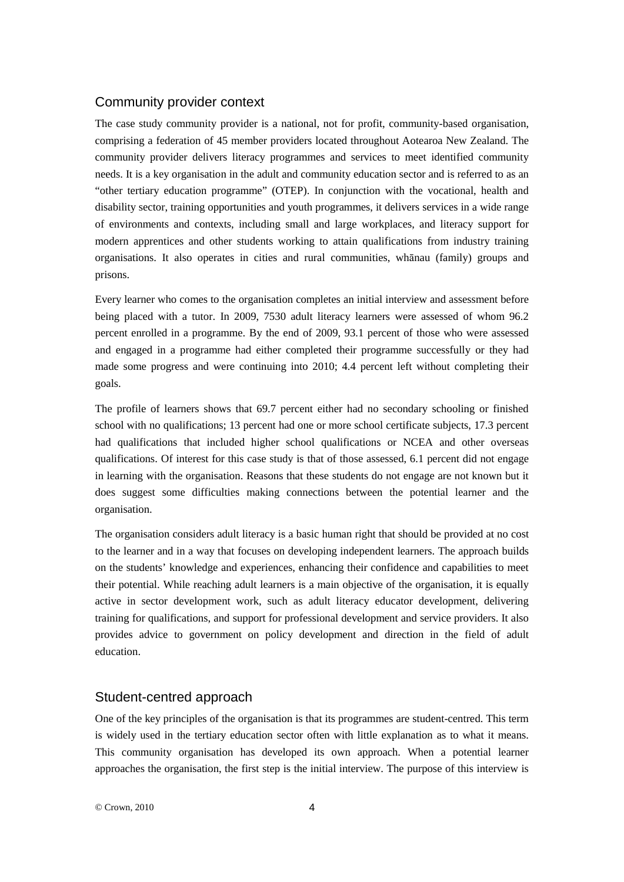## Community provider context

The case study community provider is a national, not for profit, community-based organisation, comprising a federation of 45 member providers located throughout Aotearoa New Zealand. The community provider delivers literacy programmes and services to meet identified community needs. It is a key organisation in the adult and community education sector and is referred to as an "other tertiary education programme" (OTEP). In conjunction with the vocational, health and disability sector, training opportunities and youth programmes, it delivers services in a wide range of environments and contexts, including small and large workplaces, and literacy support for modern apprentices and other students working to attain qualifications from industry training organisations. It also operates in cities and rural communities, whānau (family) groups and prisons.

Every learner who comes to the organisation completes an initial interview and assessment before being placed with a tutor. In 2009, 7530 adult literacy learners were assessed of whom 96.2 percent enrolled in a programme. By the end of 2009, 93.1 percent of those who were assessed and engaged in a programme had either completed their programme successfully or they had made some progress and were continuing into 2010; 4.4 percent left without completing their goals.

The profile of learners shows that 69.7 percent either had no secondary schooling or finished school with no qualifications; 13 percent had one or more school certificate subjects, 17.3 percent had qualifications that included higher school qualifications or NCEA and other overseas qualifications. Of interest for this case study is that of those assessed, 6.1 percent did not engage in learning with the organisation. Reasons that these students do not engage are not known but it does suggest some difficulties making connections between the potential learner and the organisation.

The organisation considers adult literacy is a basic human right that should be provided at no cost to the learner and in a way that focuses on developing independent learners. The approach builds on the students' knowledge and experiences, enhancing their confidence and capabilities to meet their potential. While reaching adult learners is a main objective of the organisation, it is equally active in sector development work, such as adult literacy educator development, delivering training for qualifications, and support for professional development and service providers. It also provides advice to government on policy development and direction in the field of adult education.

## Student-centred approach

One of the key principles of the organisation is that its programmes are student-centred. This term is widely used in the tertiary education sector often with little explanation as to what it means. This community organisation has developed its own approach. When a potential learner approaches the organisation, the first step is the initial interview. The purpose of this interview is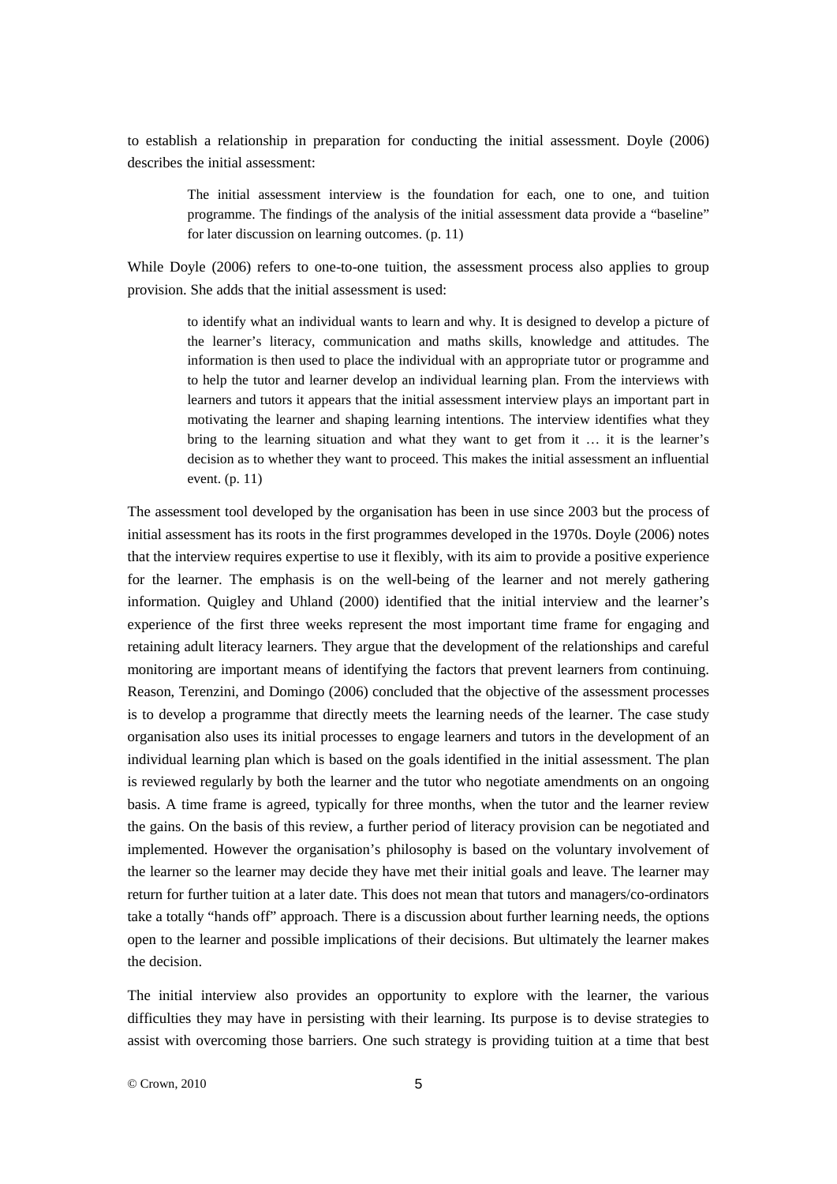to establish a relationship in preparation for conducting the initial assessment. Doyle (2006) describes the initial assessment:

> The initial assessment interview is the foundation for each, one to one, and tuition programme. The findings of the analysis of the initial assessment data provide a "baseline" for later discussion on learning outcomes. (p. 11)

While Doyle (2006) refers to one-to-one tuition, the assessment process also applies to group provision. She adds that the initial assessment is used:

> to identify what an individual wants to learn and why. It is designed to develop a picture of the learner's literacy, communication and maths skills, knowledge and attitudes. The information is then used to place the individual with an appropriate tutor or programme and to help the tutor and learner develop an individual learning plan. From the interviews with learners and tutors it appears that the initial assessment interview plays an important part in motivating the learner and shaping learning intentions. The interview identifies what they bring to the learning situation and what they want to get from it … it is the learner's decision as to whether they want to proceed. This makes the initial assessment an influential event. (p. 11)

The assessment tool developed by the organisation has been in use since 2003 but the process of initial assessment has its roots in the first programmes developed in the 1970s. Doyle (2006) notes that the interview requires expertise to use it flexibly, with its aim to provide a positive experience for the learner. The emphasis is on the well-being of the learner and not merely gathering information. Quigley and Uhland (2000) identified that the initial interview and the learner's experience of the first three weeks represent the most important time frame for engaging and retaining adult literacy learners. They argue that the development of the relationships and careful monitoring are important means of identifying the factors that prevent learners from continuing. Reason, Terenzini, and Domingo (2006) concluded that the objective of the assessment processes is to develop a programme that directly meets the learning needs of the learner. The case study organisation also uses its initial processes to engage learners and tutors in the development of an individual learning plan which is based on the goals identified in the initial assessment. The plan is reviewed regularly by both the learner and the tutor who negotiate amendments on an ongoing basis. A time frame is agreed, typically for three months, when the tutor and the learner review the gains. On the basis of this review, a further period of literacy provision can be negotiated and implemented. However the organisation's philosophy is based on the voluntary involvement of the learner so the learner may decide they have met their initial goals and leave. The learner may return for further tuition at a later date. This does not mean that tutors and managers/co-ordinators take a totally "hands off" approach. There is a discussion about further learning needs, the options open to the learner and possible implications of their decisions. But ultimately the learner makes the decision.

The initial interview also provides an opportunity to explore with the learner, the various difficulties they may have in persisting with their learning. Its purpose is to devise strategies to assist with overcoming those barriers. One such strategy is providing tuition at a time that best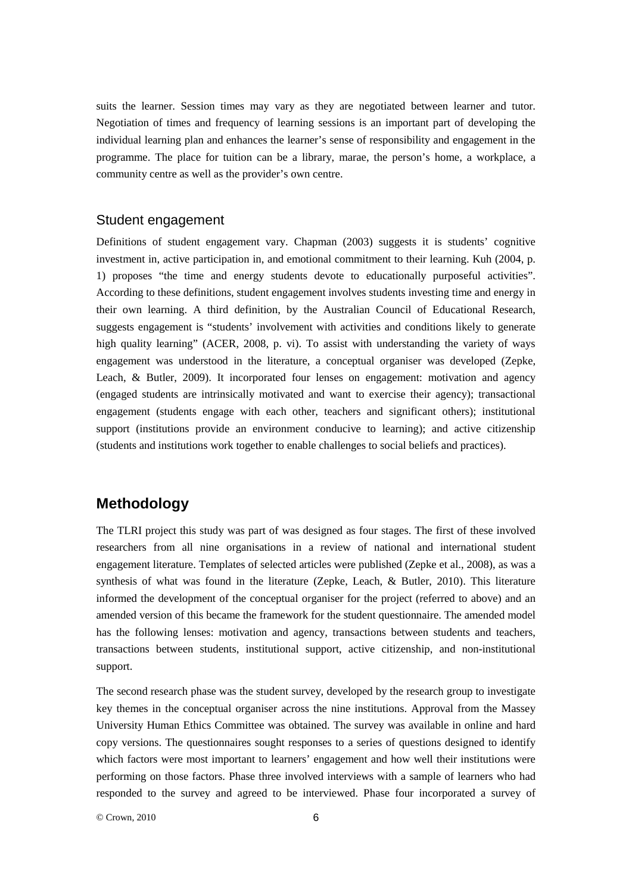suits the learner. Session times may vary as they are negotiated between learner and tutor. Negotiation of times and frequency of learning sessions is an important part of developing the individual learning plan and enhances the learner's sense of responsibility and engagement in the programme. The place for tuition can be a library, marae, the person's home, a workplace, a community centre as well as the provider's own centre.

### Student engagement

Definitions of student engagement vary. Chapman (2003) suggests it is students' cognitive investment in, active participation in, and emotional commitment to their learning. Kuh (2004, p. 1) proposes "the time and energy students devote to educationally purposeful activities". According to these definitions, student engagement involves students investing time and energy in their own learning. A third definition, by the Australian Council of Educational Research, suggests engagement is "students' involvement with activities and conditions likely to generate high quality learning" (ACER, 2008, p. vi). To assist with understanding the variety of ways engagement was understood in the literature, a conceptual organiser was developed (Zepke, Leach, & Butler, 2009). It incorporated four lenses on engagement: motivation and agency (engaged students are intrinsically motivated and want to exercise their agency); transactional engagement (students engage with each other, teachers and significant others); institutional support (institutions provide an environment conducive to learning); and active citizenship (students and institutions work together to enable challenges to social beliefs and practices).

## Methodology

The TLRI project this study was part of was designed as four stages. The first of these involved researchers from all nine organisations in a review of national and international student engagement literature. Templates of selected articles were published (Zepke et al., 2008), as was a synthesis of what was found in the literature (Zepke, Leach, & Butler, 2010). This literature informed the development of the conceptual organiser for the project (referred to above) and an amended version of this became the framework for the student questionnaire. The amended model has the following lenses: motivation and agency, transactions between students and teachers, transactions between students, institutional support, active citizenship, and non-institutional support.

The second research phase was the student survey, developed by the research group to investigate key themes in the conceptual organiser across the nine institutions. Approval from the Massey University Human Ethics Committee was obtained. The survey was available in online and hard copy versions. The questionnaires sought responses to a series of questions designed to identify which factors were most important to learners' engagement and how well their institutions were performing on those factors. Phase three involved interviews with a sample of learners who had responded to the survey and agreed to be interviewed. Phase four incorporated a survey of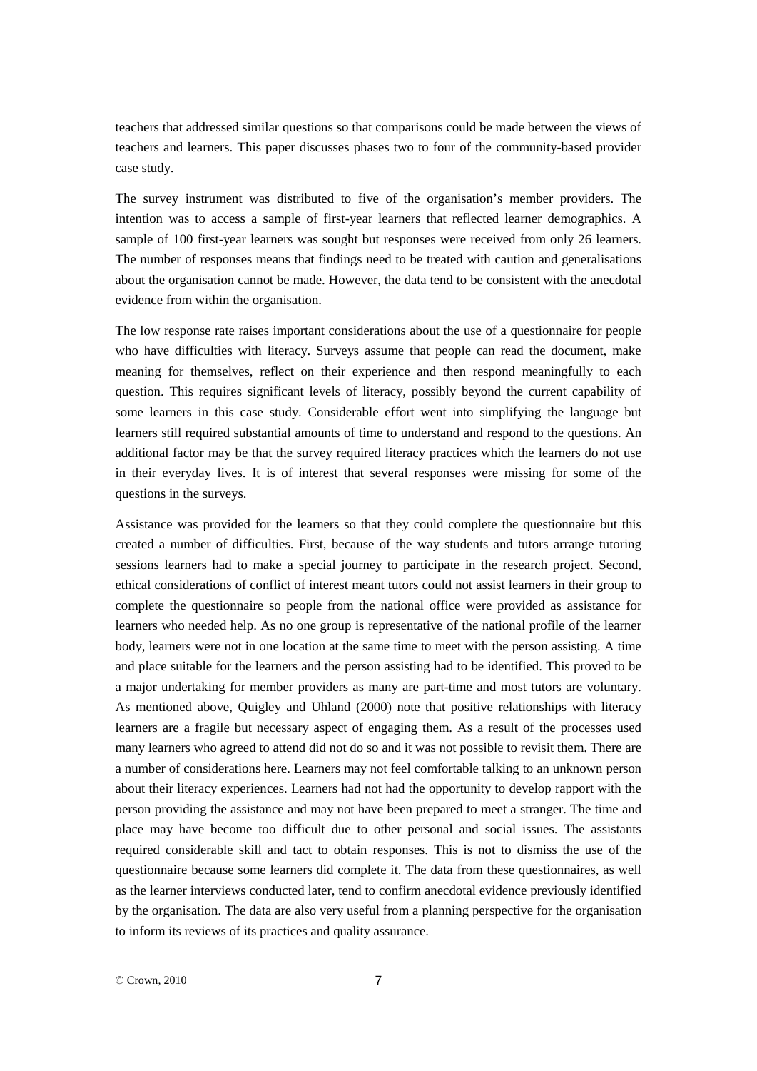teachers that addressed similar questions so that comparisons could be made between the views of teachers and learners. This paper discusses phases two to four of the community-based provider case study.

The survey instrument was distributed to five of the organisation's member providers. The intention was to access a sample of first-year learners that reflected learner demographics. A sample of 100 first-year learners was sought but responses were received from only 26 learners. The number of responses means that findings need to be treated with caution and generalisations about the organisation cannot be made. However, the data tend to be consistent with the anecdotal evidence from within the organisation.

The low response rate raises important considerations about the use of a questionnaire for people who have difficulties with literacy. Surveys assume that people can read the document, make meaning for themselves, reflect on their experience and then respond meaningfully to each question. This requires significant levels of literacy, possibly beyond the current capability of some learners in this case study. Considerable effort went into simplifying the language but learners still required substantial amounts of time to understand and respond to the questions. An additional factor may be that the survey required literacy practices which the learners do not use in their everyday lives. It is of interest that several responses were missing for some of the questions in the surveys.

Assistance was provided for the learners so that they could complete the questionnaire but this created a number of difficulties. First, because of the way students and tutors arrange tutoring sessions learners had to make a special journey to participate in the research project. Second, ethical considerations of conflict of interest meant tutors could not assist learners in their group to complete the questionnaire so people from the national office were provided as assistance for learners who needed help. As no one group is representative of the national profile of the learner body, learners were not in one location at the same time to meet with the person assisting. A time and place suitable for the learners and the person assisting had to be identified. This proved to be a major undertaking for member providers as many are part-time and most tutors are voluntary. As mentioned above, Quigley and Uhland (2000) note that positive relationships with literacy learners are a fragile but necessary aspect of engaging them. As a result of the processes used many learners who agreed to attend did not do so and it was not possible to revisit them. There are a number of considerations here. Learners may not feel comfortable talking to an unknown person about their literacy experiences. Learners had not had the opportunity to develop rapport with the person providing the assistance and may not have been prepared to meet a stranger. The time and place may have become too difficult due to other personal and social issues. The assistants required considerable skill and tact to obtain responses. This is not to dismiss the use of the questionnaire because some learners did complete it. The data from these questionnaires, as well as the learner interviews conducted later, tend to confirm anecdotal evidence previously identified by the organisation. The data are also very useful from a planning perspective for the organisation to inform its reviews of its practices and quality assurance.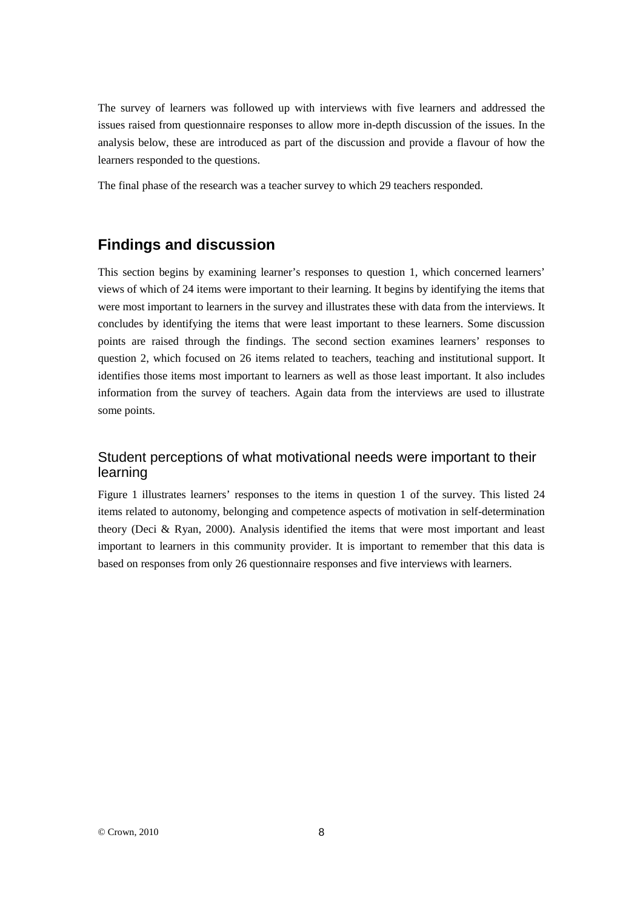The survey of learners was followed up with interviews with five learners and addressed the issues raised from questionnaire responses to allow more in-depth discussion of the issues. In the analysis below, these are introduced as part of the discussion and provide a flavour of how the learners responded to the questions.

The final phase of the research was a teacher survey to which 29 teachers responded.

## Findings and discussion

This section begins by examining learner's responses to question 1, which concerned learners' views of which of 24 items were important to their learning. It begins by identifying the items that were most important to learners in the survey and illustrates these with data from the interviews. It concludes by identifying the items that were least important to these learners. Some discussion points are raised through the findings. The second section examines learners' responses to question 2, which focused on 26 items related to teachers, teaching and institutional support. It identifies those items most important to learners as well as those least important. It also includes information from the survey of teachers. Again data from the interviews are used to illustrate some points.

### Student perceptions of what motivational needs were important to their learning

Figure 1 illustrates learners' responses to the items in question 1 of the survey. This listed 24 items related to autonomy, belonging and competence aspects of motivation in self-determination theory (Deci & Ryan, 2000). Analysis identified the items that were most important and least important to learners in this community provider. It is important to remember that this data is based on responses from only 26 questionnaire responses and five interviews with learners.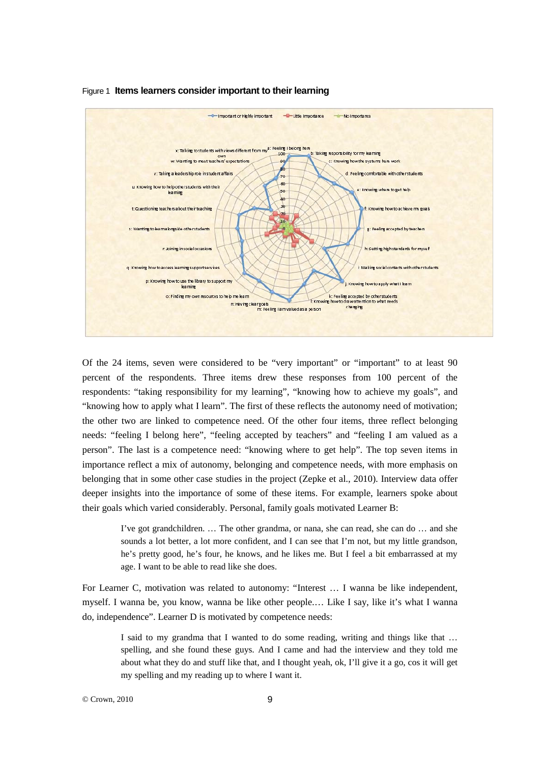Figure 1 **Items learners consider important to their learning**

Of the 24 items, seven were considered to be "very important" or "important" to at least 90 percent of the respondents. Three items drew these responses from 100 percent of the respondents: "taking responsibility for my learning", "knowing how to achieve my goals", and "knowing how to apply what I learn". The first of these reflects the autonomy need of motivation; the other two are linked to competence need. Of the other four items, three reflect belonging needs: "feeling I belong here", "feeling accepted by teachers" and "feeling I am valued as a person". The last is a competence need: "knowing where to get help". The top seven items in importance reflect a mix of autonomy, belonging and competence needs, with more emphasis on belonging that in some other case studies in the project (Zepke et al., 2010). Interview data offer deeper insights into the importance of some of these items. For example, learners spoke about their goals which varied considerably. Personal, family goals motivated Learner B:

> I've got grandchildren. … The other grandma, or nana, she can read, she can do … and she sounds a lot better, a lot more confident, and I can see that I'm not, but my little grandson, he's pretty good, he's four, he knows, and he likes me. But I feel a bit embarrassed at my age. I want to be able to read like she does.

For Learner C, motivation was related to autonomy: "Interest … I wanna be like independent, myself. I wanna be, you know, wanna be like other people.… Like I say, like it's what I wanna do, independence". Learner D is motivated by competence needs:

> I said to my grandma that I wanted to do some reading, writing and things like that … spelling, and she found these guys. And I came and had the interview and they told me about what they do and stuff like that, and I thought yeah, ok, I'll give it a go, cos it will get my spelling and my reading up to where I want it.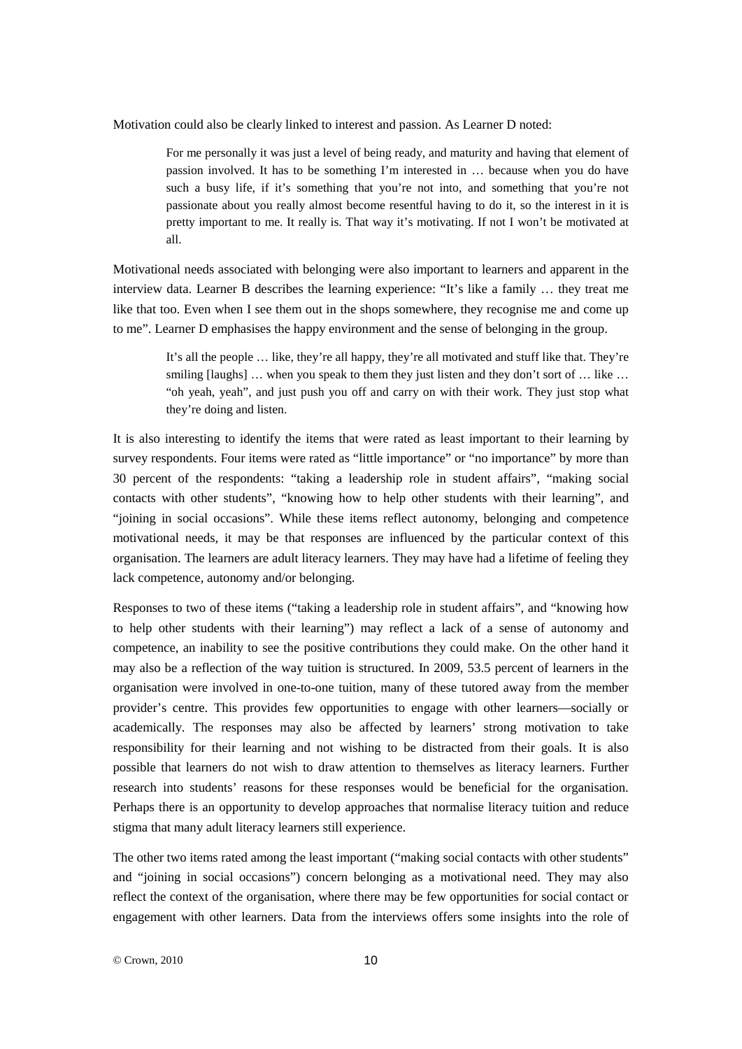Motivation could also be clearly linked to interest and passion. As Learner D noted:

> For me personally it was just a level of being ready, and maturity and having that element of passion involved. It has to be something I'm interested in … because when you do have such a busy life, if it's something that you're not into, and something that you're not passionate about you really almost become resentful having to do it, so the interest in it is pretty important to me. It really is. That way it's motivating. If not I won't be motivated at all.

Motivational needs associated with belonging were also important to learners and apparent in the interview data. Learner B describes the learning experience: "It's like a family … they treat me like that too. Even when I see them out in the shops somewhere, they recognise me and come up to me". Learner D emphasises the happy environment and the sense of belonging in the group.

> It's all the people … like, they're all happy, they're all motivated and stuff like that. They're smiling [laughs] … when you speak to them they just listen and they don't sort of … like … "oh yeah, yeah", and just push you off and carry on with their work. They just stop what they're doing and listen.

It is also interesting to identify the items that were rated as least important to their learning by survey respondents. Four items were rated as "little importance" or "no importance" by more than 30 percent of the respondents: "taking a leadership role in student affairs", "making social contacts with other students", "knowing how to help other students with their learning", and "joining in social occasions". While these items reflect autonomy, belonging and competence motivational needs, it may be that responses are influenced by the particular context of this organisation. The learners are adult literacy learners. They may have had a lifetime of feeling they lack competence, autonomy and/or belonging.

Responses to two of these items ("taking a leadership role in student affairs", and "knowing how to help other students with their learning") may reflect a lack of a sense of autonomy and competence, an inability to see the positive contributions they could make. On the other hand it may also be a reflection of the way tuition is structured. In 2009, 53.5 percent of learners in the organisation were involved in one-to-one tuition, many of these tutored away from the member provider's centre. This provides few opportunities to engage with other learners—socially or academically. The responses may also be affected by learners' strong motivation to take responsibility for their learning and not wishing to be distracted from their goals. It is also possible that learners do not wish to draw attention to themselves as literacy learners. Further research into students' reasons for these responses would be beneficial for the organisation. Perhaps there is an opportunity to develop approaches that normalise literacy tuition and reduce stigma that many adult literacy learners still experience.

The other two items rated among the least important ("making social contacts with other students" and "joining in social occasions") concern belonging as a motivational need. They may also reflect the context of the organisation, where there may be few opportunities for social contact or engagement with other learners. Data from the interviews offers some insights into the role of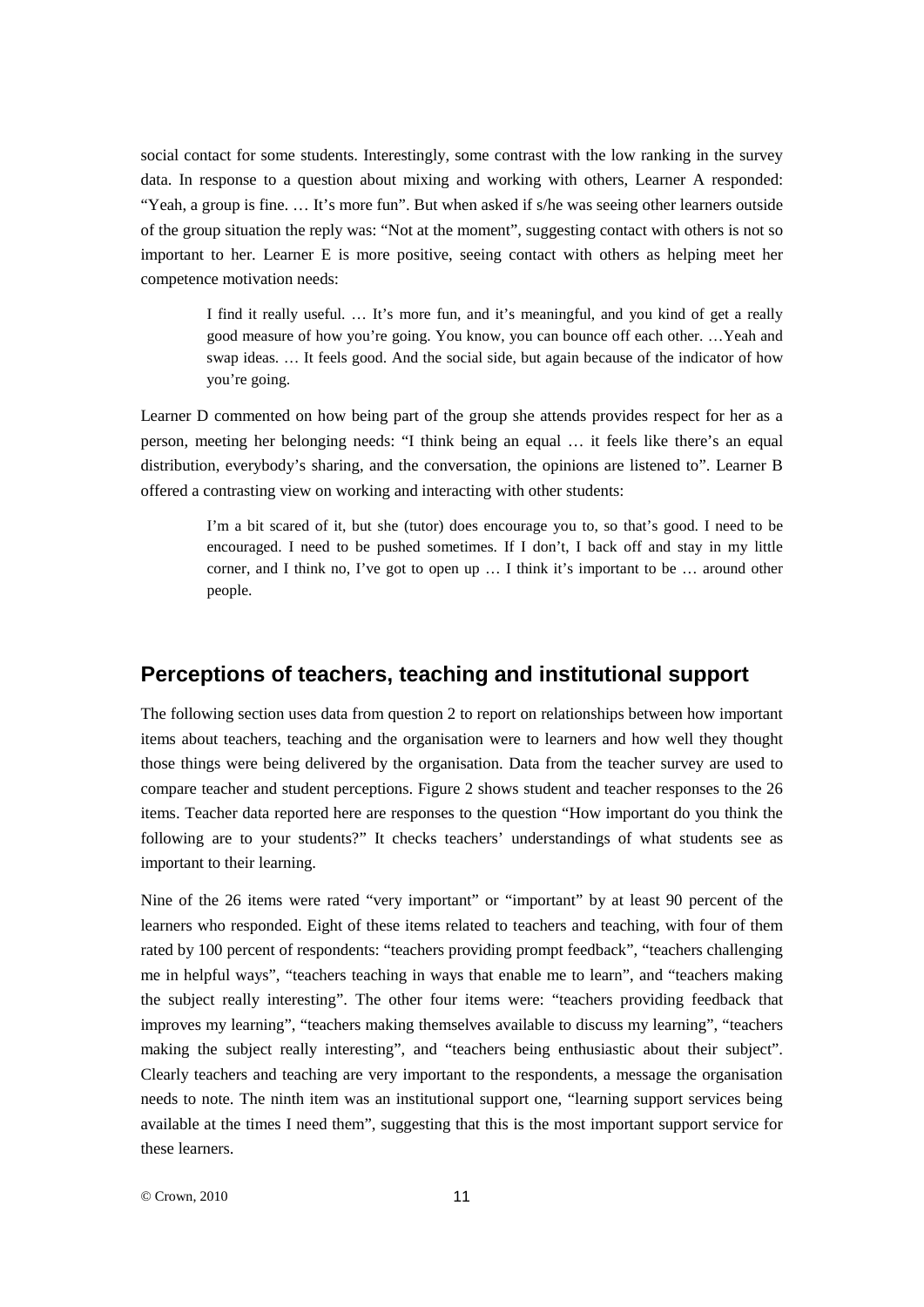social contact for some students. Interestingly, some contrast with the low ranking in the survey data. In response to a question about mixing and working with others, Learner A responded: "Yeah, a group is fine. … It's more fun". But when asked if s/he was seeing other learners outside of the group situation the reply was: "Not at the moment", suggesting contact with others is not so important to her. Learner E is more positive, seeing contact with others as helping meet her competence motivation needs:

> I find it really useful. … It's more fun, and it's meaningful, and you kind of get a really good measure of how you're going. You know, you can bounce off each other. …Yeah and swap ideas. … It feels good. And the social side, but again because of the indicator of how you're going.

Learner D commented on how being part of the group she attends provides respect for her as a person, meeting her belonging needs: "I think being an equal … it feels like there's an equal distribution, everybody's sharing, and the conversation, the opinions are listened to". Learner B offered a contrasting view on working and interacting with other students:

> I'm a bit scared of it, but she (tutor) does encourage you to, so that's good. I need to be encouraged. I need to be pushed sometimes. If I don't, I back off and stay in my little corner, and I think no, I've got to open up … I think it's important to be … around other people.

## Perceptions of teachers, teaching and institutional support

The following section uses data from question 2 to report on relationships between how important items about teachers, teaching and the organisation were to learners and how well they thought those things were being delivered by the organisation. Data from the teacher survey are used to compare teacher and student perceptions. Figure 2 shows student and teacher responses to the 26 items. Teacher data reported here are responses to the question "How important do you think the following are to your students?" It checks teachers' understandings of what students see as important to their learning.

Nine of the 26 items were rated "very important" or "important" by at least 90 percent of the learners who responded. Eight of these items related to teachers and teaching, with four of them rated by 100 percent of respondents: "teachers providing prompt feedback", "teachers challenging me in helpful ways", "teachers teaching in ways that enable me to learn", and "teachers making the subject really interesting". The other four items were: "teachers providing feedback that improves my learning", "teachers making themselves available to discuss my learning", "teachers making the subject really interesting", and "teachers being enthusiastic about their subject". Clearly teachers and teaching are very important to the respondents, a message the organisation needs to note. The ninth item was an institutional support one, "learning support services being available at the times I need them", suggesting that this is the most important support service for these learners.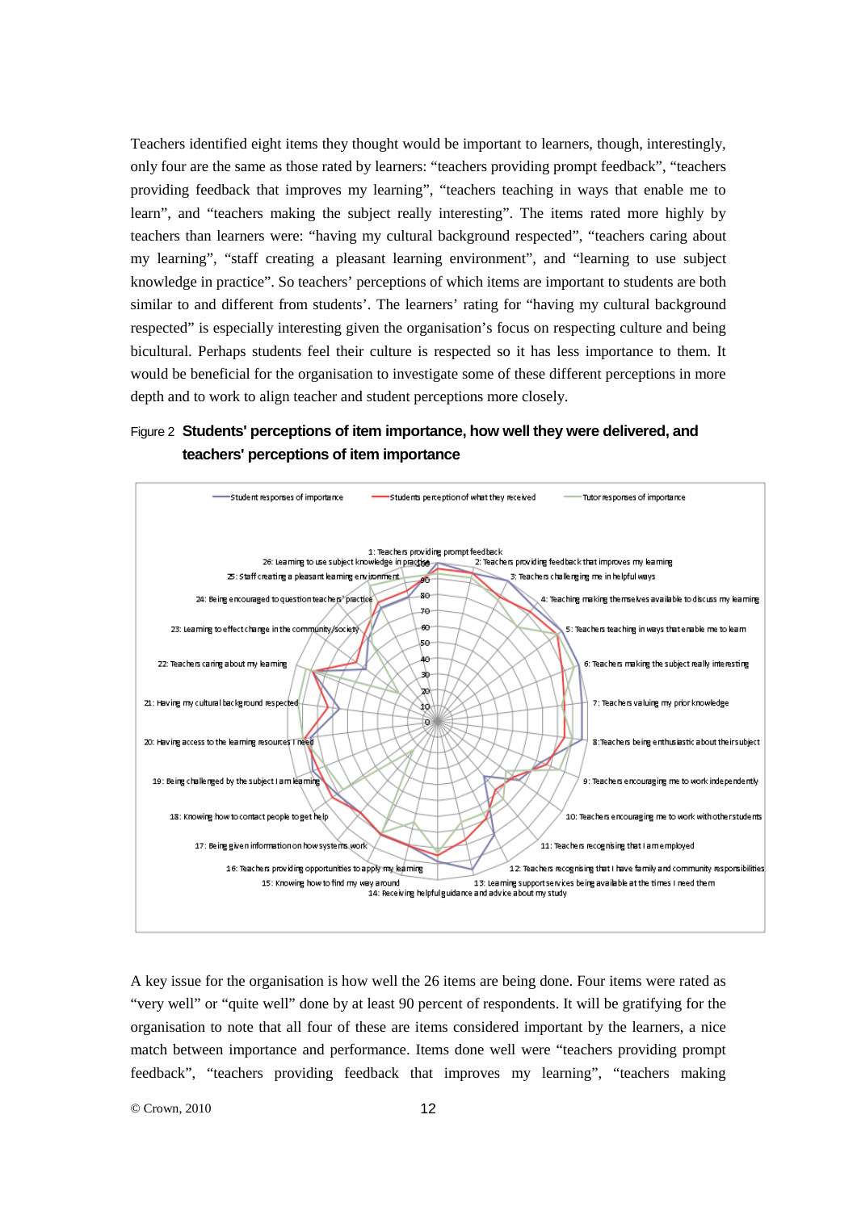Teachers identified eight items they thought would be important to learners, though, interestingly, only four are the same as those rated by learners: "teachers providing prompt feedback", "teachers providing feedback that improves my learning", "teachers teaching in ways that enable me to learn", and "teachers making the subject really interesting". The items rated more highly by teachers than learners were: "having my cultural background respected", "teachers caring about my learning", "staff creating a pleasant learning environment", and "learning to use subject knowledge in practice". So teachers' perceptions of which items are important to students are both similar to and different from students'. The learners' rating for "having my cultural background respected" is especially interesting given the organisation's focus on respecting culture and being bicultural. Perhaps students feel their culture is respected so it has less importance to them. It would be beneficial for the organisation to investigate some of these different perceptions in more depth and to work to align teacher and student perceptions more closely.

Figure 2 **Students' perceptions of item importance, how well they were delivered, and teachers' perceptions of item importance**

A key issue for the organisation is how well the 26 items are being done. Four items were rated as "very well" or "quite well" done by at least 90 percent of respondents. It will be gratifying for the organisation to note that all four of these are items considered important by the learners, a nice match between importance and performance. Items done well were "teachers providing prompt feedback", "teachers providing feedback that improves my learning", "teachers making

© Crown, 2010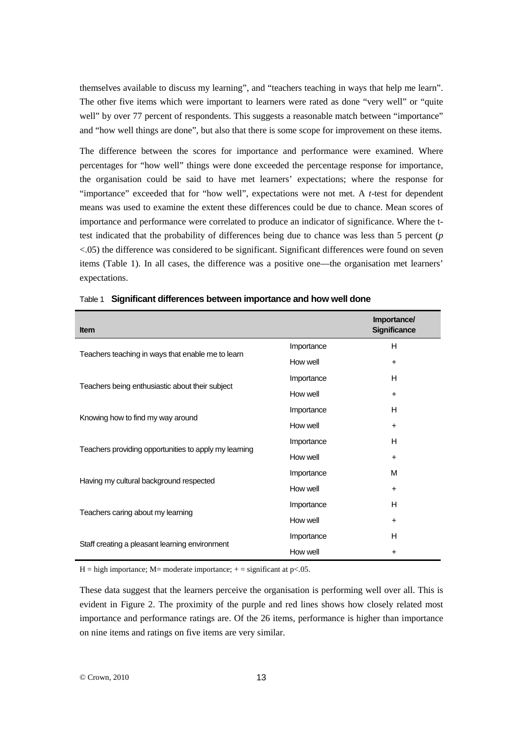themselves available to discuss my learning", and "teachers teaching in ways that help me learn". The other five items which were important to learners were rated as done "very well" or "quite well" by over 77 percent of respondents. This suggests a reasonable match between "importance" and "how well things are done", but also that there is some scope for improvement on these items.

The difference between the scores for importance and performance were examined. Where percentages for "how well" things were done exceeded the percentage response for importance, the organisation could be said to have met learners' expectations; where the response for "importance" exceeded that for "how well", expectations were not met. A *t*-test for dependent means was used to examine the extent these differences could be due to chance. Mean scores of importance and performance were correlated to produce an indicator of significance. Where the t-test indicated that the probability of differences being due to chance was less than 5 percent ($p < .05$) the difference was considered to be significant. Significant differences were found on seven items (Table 1). In all cases, the difference was a positive one—the organisation met learners' expectations.

Table 1 **Significant differences between importance and how well done**

| Item | | Importance/ Significance |
|---|---|---|
| Teachers teaching in ways that enable me to learn | Importance | H |
| | How well | + |
| Teachers being enthusiastic about their subject | Importance | H |
| | How well | + |
| Knowing how to find my way around | Importance | H |
| | How well | + |
| Teachers providing opportunities to apply my learning | Importance | H |
| | How well | + |
| Having my cultural background respected | Importance | M |
| | How well | + |
| Teachers caring about my learning | Importance | H |
| | How well | + |
| Staff creating a pleasant learning environment | Importance | H |
| | How well | + |

H = high importance; M= moderate importance; + = significant at $p<.05$.

These data suggest that the learners perceive the organisation is performing well over all. This is evident in Figure 2. The proximity of the purple and red lines shows how closely related most importance and performance ratings are. Of the 26 items, performance is higher than importance on nine items and ratings on five items are very similar.

© Crown, 2010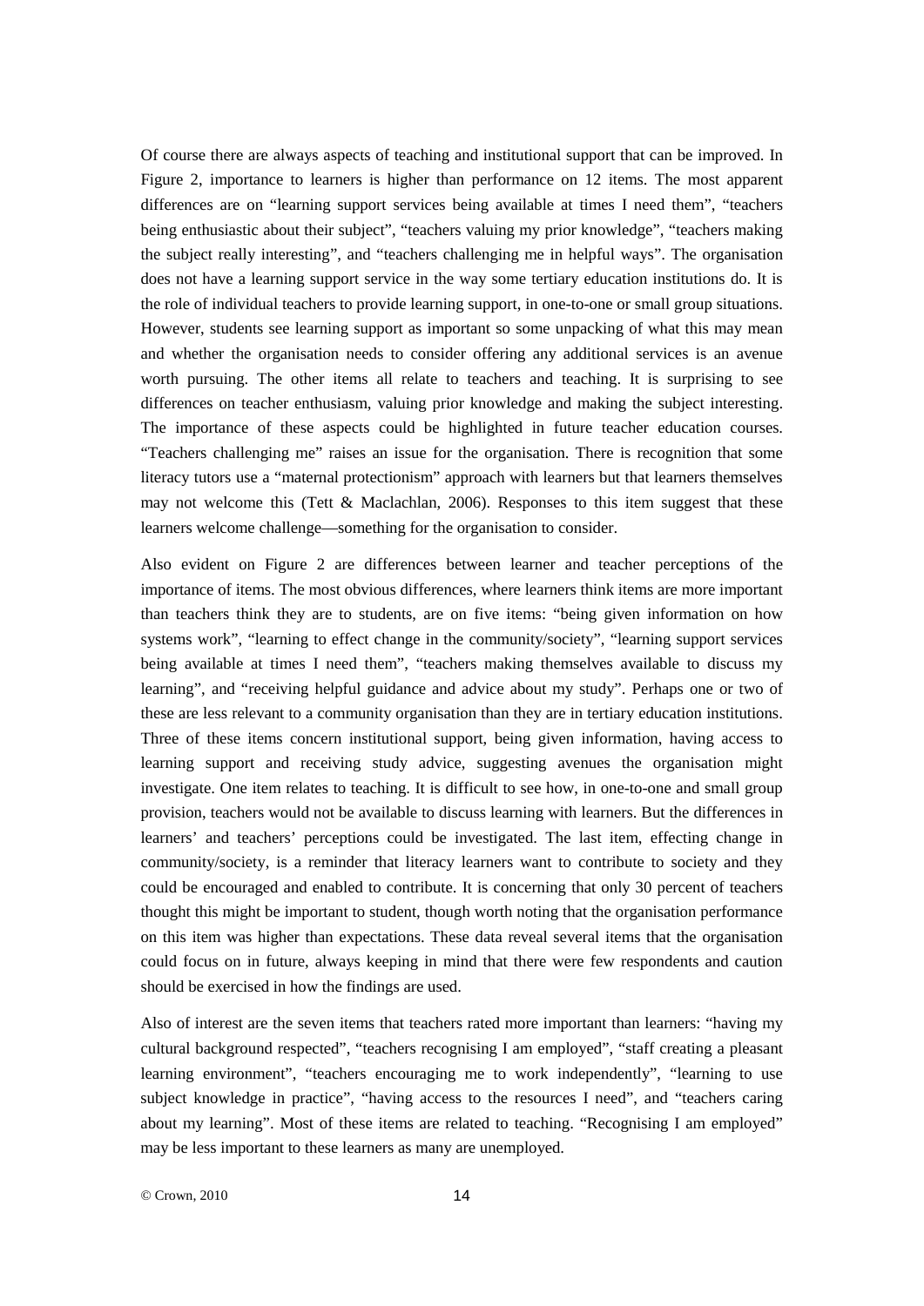Of course there are always aspects of teaching and institutional support that can be improved. In Figure 2, importance to learners is higher than performance on 12 items. The most apparent differences are on "learning support services being available at times I need them", "teachers being enthusiastic about their subject", "teachers valuing my prior knowledge", "teachers making the subject really interesting", and "teachers challenging me in helpful ways". The organisation does not have a learning support service in the way some tertiary education institutions do. It is the role of individual teachers to provide learning support, in one-to-one or small group situations. However, students see learning support as important so some unpacking of what this may mean and whether the organisation needs to consider offering any additional services is an avenue worth pursuing. The other items all relate to teachers and teaching. It is surprising to see differences on teacher enthusiasm, valuing prior knowledge and making the subject interesting. The importance of these aspects could be highlighted in future teacher education courses. "Teachers challenging me" raises an issue for the organisation. There is recognition that some literacy tutors use a "maternal protectionism" approach with learners but that learners themselves may not welcome this (Tett & Maclachlan, 2006). Responses to this item suggest that these learners welcome challenge—something for the organisation to consider.

Also evident on Figure 2 are differences between learner and teacher perceptions of the importance of items. The most obvious differences, where learners think items are more important than teachers think they are to students, are on five items: "being given information on how systems work", "learning to effect change in the community/society", "learning support services being available at times I need them", "teachers making themselves available to discuss my learning", and "receiving helpful guidance and advice about my study". Perhaps one or two of these are less relevant to a community organisation than they are in tertiary education institutions. Three of these items concern institutional support, being given information, having access to learning support and receiving study advice, suggesting avenues the organisation might investigate. One item relates to teaching. It is difficult to see how, in one-to-one and small group provision, teachers would not be available to discuss learning with learners. But the differences in learners' and teachers' perceptions could be investigated. The last item, effecting change in community/society, is a reminder that literacy learners want to contribute to society and they could be encouraged and enabled to contribute. It is concerning that only 30 percent of teachers thought this might be important to student, though worth noting that the organisation performance on this item was higher than expectations. These data reveal several items that the organisation could focus on in future, always keeping in mind that there were few respondents and caution should be exercised in how the findings are used.

Also of interest are the seven items that teachers rated more important than learners: "having my cultural background respected", "teachers recognising I am employed", "staff creating a pleasant learning environment", "teachers encouraging me to work independently", "learning to use subject knowledge in practice", "having access to the resources I need", and "teachers caring about my learning". Most of these items are related to teaching. "Recognising I am employed" may be less important to these learners as many are unemployed.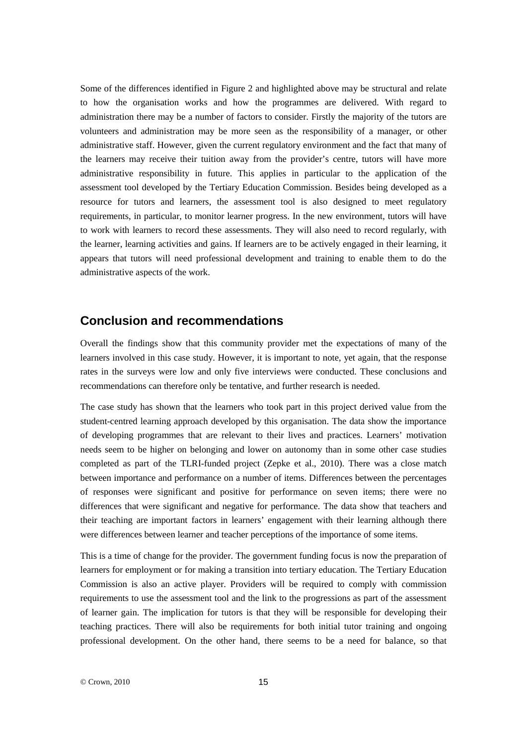Some of the differences identified in Figure 2 and highlighted above may be structural and relate to how the organisation works and how the programmes are delivered. With regard to administration there may be a number of factors to consider. Firstly the majority of the tutors are volunteers and administration may be more seen as the responsibility of a manager, or other administrative staff. However, given the current regulatory environment and the fact that many of the learners may receive their tuition away from the provider's centre, tutors will have more administrative responsibility in future. This applies in particular to the application of the assessment tool developed by the Tertiary Education Commission. Besides being developed as a resource for tutors and learners, the assessment tool is also designed to meet regulatory requirements, in particular, to monitor learner progress. In the new environment, tutors will have to work with learners to record these assessments. They will also need to record regularly, with the learner, learning activities and gains. If learners are to be actively engaged in their learning, it appears that tutors will need professional development and training to enable them to do the administrative aspects of the work.

## Conclusion and recommendations

Overall the findings show that this community provider met the expectations of many of the learners involved in this case study. However, it is important to note, yet again, that the response rates in the surveys were low and only five interviews were conducted. These conclusions and recommendations can therefore only be tentative, and further research is needed.

The case study has shown that the learners who took part in this project derived value from the student-centred learning approach developed by this organisation. The data show the importance of developing programmes that are relevant to their lives and practices. Learners' motivation needs seem to be higher on belonging and lower on autonomy than in some other case studies completed as part of the TLRI-funded project (Zepke et al., 2010). There was a close match between importance and performance on a number of items. Differences between the percentages of responses were significant and positive for performance on seven items; there were no differences that were significant and negative for performance. The data show that teachers and their teaching are important factors in learners' engagement with their learning although there were differences between learner and teacher perceptions of the importance of some items.

This is a time of change for the provider. The government funding focus is now the preparation of learners for employment or for making a transition into tertiary education. The Tertiary Education Commission is also an active player. Providers will be required to comply with commission requirements to use the assessment tool and the link to the progressions as part of the assessment of learner gain. The implication for tutors is that they will be responsible for developing their teaching practices. There will also be requirements for both initial tutor training and ongoing professional development. On the other hand, there seems to be a need for balance, so that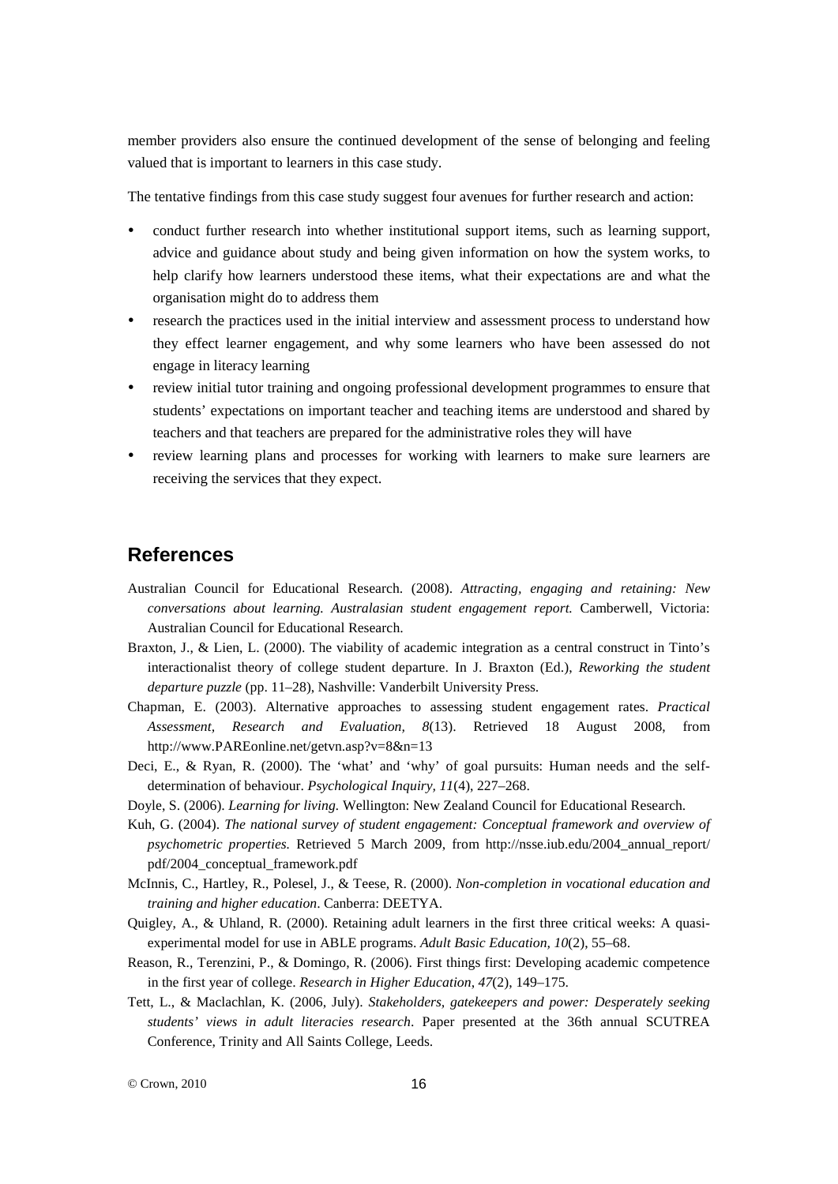member providers also ensure the continued development of the sense of belonging and feeling valued that is important to learners in this case study.

The tentative findings from this case study suggest four avenues for further research and action:

- conduct further research into whether institutional support items, such as learning support, advice and guidance about study and being given information on how the system works, to help clarify how learners understood these items, what their expectations are and what the organisation might do to address them
- research the practices used in the initial interview and assessment process to understand how they effect learner engagement, and why some learners who have been assessed do not engage in literacy learning
- review initial tutor training and ongoing professional development programmes to ensure that students' expectations on important teacher and teaching items are understood and shared by teachers and that teachers are prepared for the administrative roles they will have
- review learning plans and processes for working with learners to make sure learners are receiving the services that they expect.

## References

Australian Council for Educational Research. (2008). *Attracting, engaging and retaining: New conversations about learning. Australasian student engagement report.* Camberwell, Victoria: Australian Council for Educational Research.

Braxton, J., & Lien, L. (2000). The viability of academic integration as a central construct in Tinto's interactionalist theory of college student departure. In J. Braxton (Ed.), *Reworking the student departure puzzle* (pp. 11–28), Nashville: Vanderbilt University Press.

Chapman, E. (2003). Alternative approaches to assessing student engagement rates. *Practical Assessment, Research and Evaluation, 8*(13). Retrieved 18 August 2008, from http://www.PAREonline.net/getvn.asp?v=8&n=13

Deci, E., & Ryan, R. (2000). The 'what' and 'why' of goal pursuits: Human needs and the self-determination of behaviour. *Psychological Inquiry, 11*(4), 227–268.

Doyle, S. (2006). *Learning for living.* Wellington: New Zealand Council for Educational Research.

Kuh, G. (2004). *The national survey of student engagement: Conceptual framework and overview of psychometric properties.* Retrieved 5 March 2009, from http://nsse.iub.edu/2004_annual_report/pdf/2004_conceptual_framework.pdf

McInnis, C., Hartley, R., Polesel, J., & Teese, R. (2000). *Non-completion in vocational education and training and higher education*. Canberra: DEETYA.

Quigley, A., & Uhland, R. (2000). Retaining adult learners in the first three critical weeks: A quasi-experimental model for use in ABLE programs. *Adult Basic Education, 10*(2), 55–68.

Reason, R., Terenzini, P., & Domingo, R. (2006). First things first: Developing academic competence in the first year of college. *Research in Higher Education, 47*(2), 149–175.

Tett, L., & Maclachlan, K. (2006, July). *Stakeholders, gatekeepers and power: Desperately seeking students' views in adult literacies research*. Paper presented at the 36th annual SCUTREA Conference, Trinity and All Saints College, Leeds.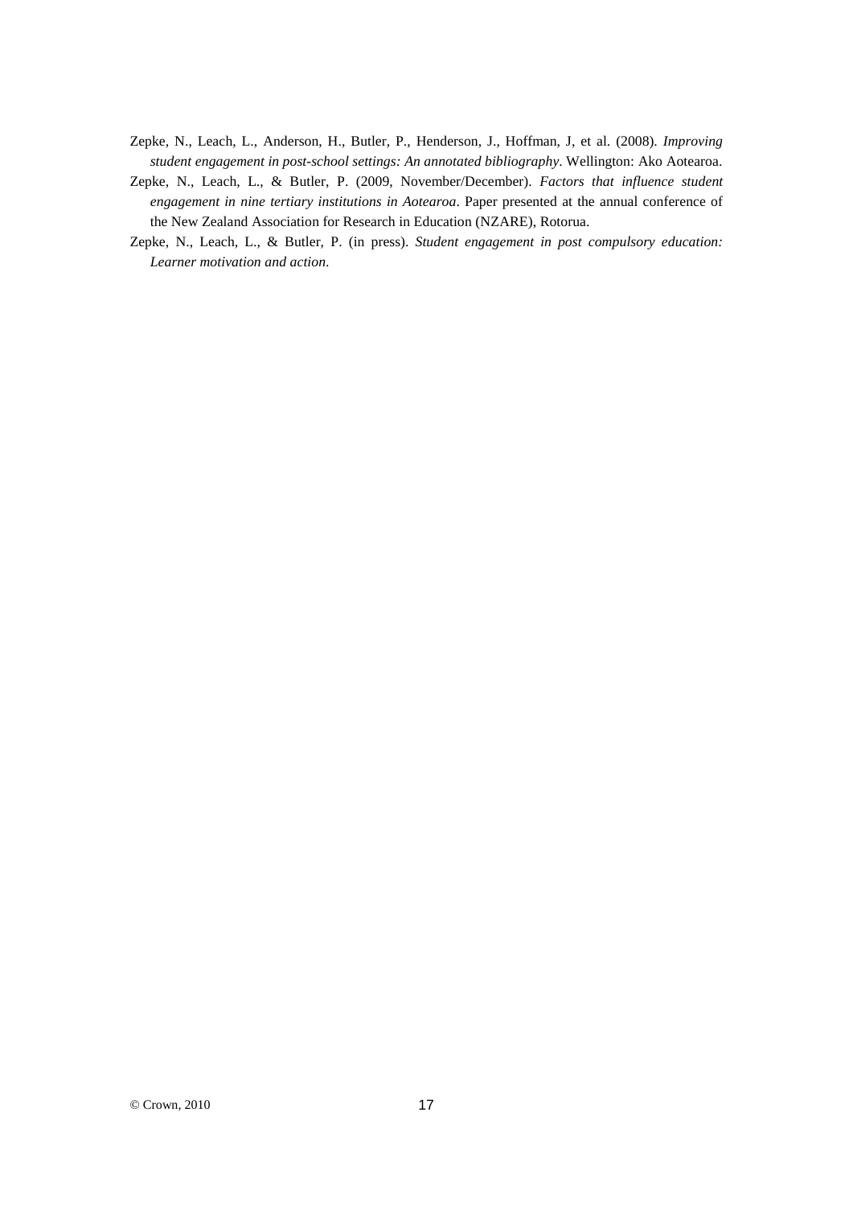Zepke, N., Leach, L., Anderson, H., Butler, P., Henderson, J., Hoffman, J, et al. (2008). *Improving student engagement in post-school settings: An annotated bibliography*. Wellington: Ako Aotearoa.

Zepke, N., Leach, L., & Butler, P. (2009, November/December). *Factors that influence student engagement in nine tertiary institutions in Aotearoa*. Paper presented at the annual conference of the New Zealand Association for Research in Education (NZARE), Rotorua.

Zepke, N., Leach, L., & Butler, P. (in press). *Student engagement in post compulsory education: Learner motivation and action*.

© Crown, 2010